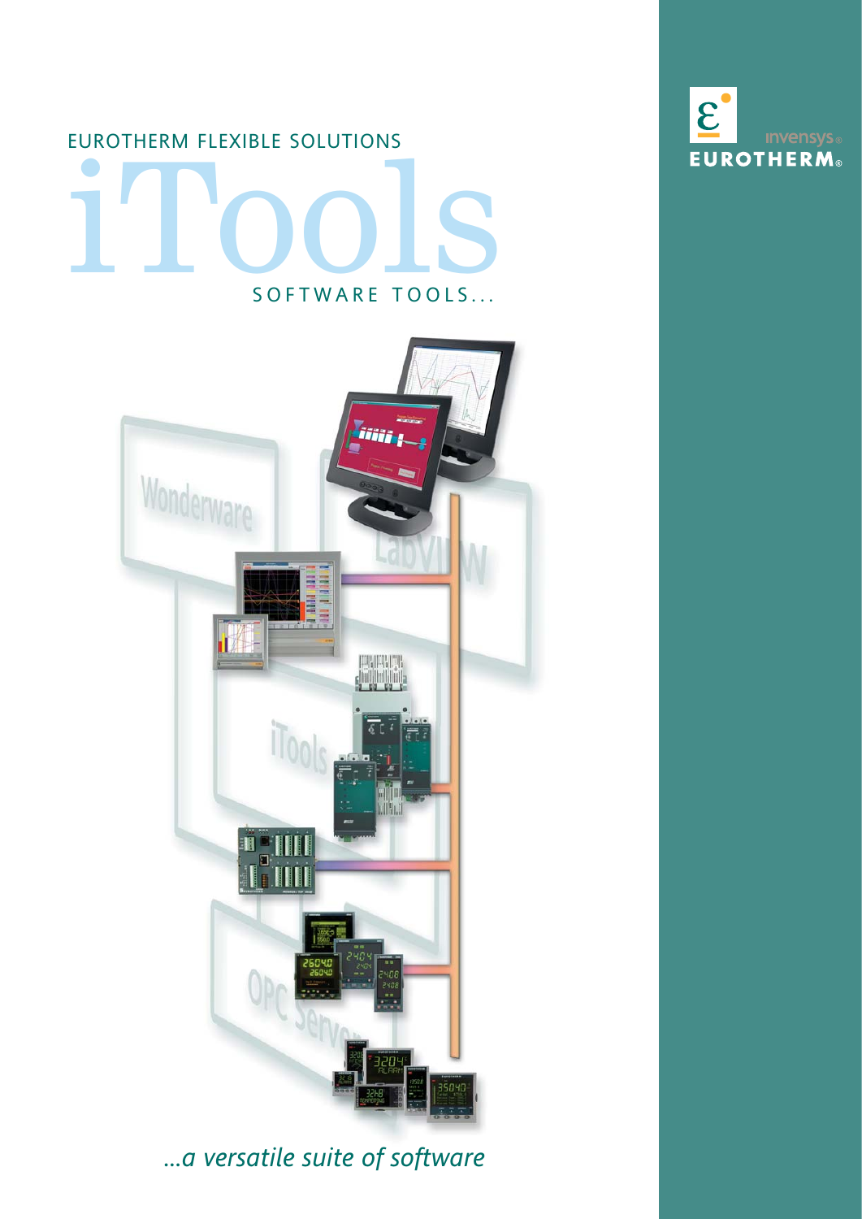EUROTHERM FLEXIBLE SOLUTIONS

# iTools

SOFTWARE TOOLS...

*...a versatile suite of software*

invensys

EUROTHERM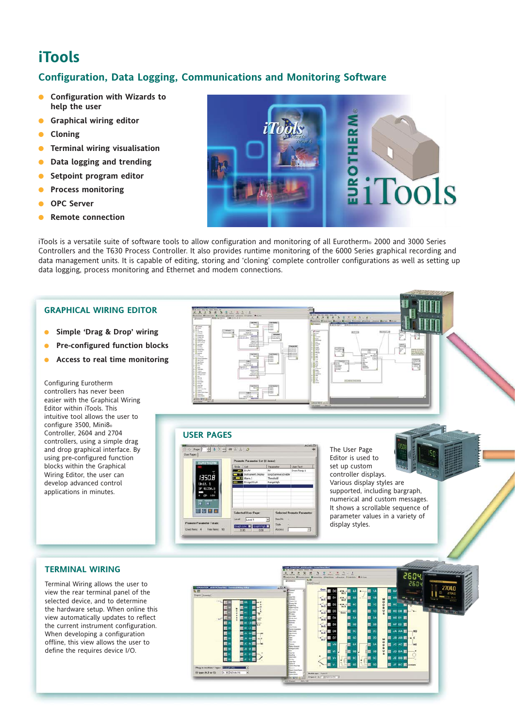# iTools

## Configuration, Data Logging, Communications and Monitoring Software

- **Configuration with Wizards to help the user**
- **Graphical wiring editor**
- **Cloning**
- **Terminal wiring visualisation**
- **Data logging and trending**
- **Setpoint program editor**
- **Process monitoring**
- **OPC Server**
- **Remote connection**

iTools is a versatile suite of software tools to allow configuration and monitoring of all Eurotherm® 2000 and 3000 Series Controllers and the T630 Process Controller. It also provides runtime monitoring of the 6000 Series graphical recording and data management units. It is capable of editing, storing and 'cloning' complete controller configurations as well as setting up data logging, process monitoring and Ethernet and modem connections.

### GRAPHICAL WIRING EDITOR

- **Simple 'Drag & Drop' wiring**
- **Pre-configured function blocks**
- **Access to real time monitoring**

Configuring Eurotherm controllers has never been easier with the Graphical Wiring Editor within iTools. This intuitive tool allows the user to configure 3500, Mini8® Controller, 2604 and 2704 controllers, using a simple drag and drop graphical interface. By using pre-configured function blocks within the Graphical Wiring Editor, the user can develop advanced control applications in minutes.

### USER PAGES

The User Page Editor is used to set up custom controller displays. Various display styles are supported, including bargraph, numerical and custom messages. It shows a scrollable sequence of parameter values in a variety of display styles.

### TERMINAL WIRING

Terminal Wiring allows the user to view the rear terminal panel of the selected device, and to determine the hardware setup. When online this view automatically updates to reflect the current instrument configuration. When developing a configuration offline, this view allows the user to define the requires device I/O.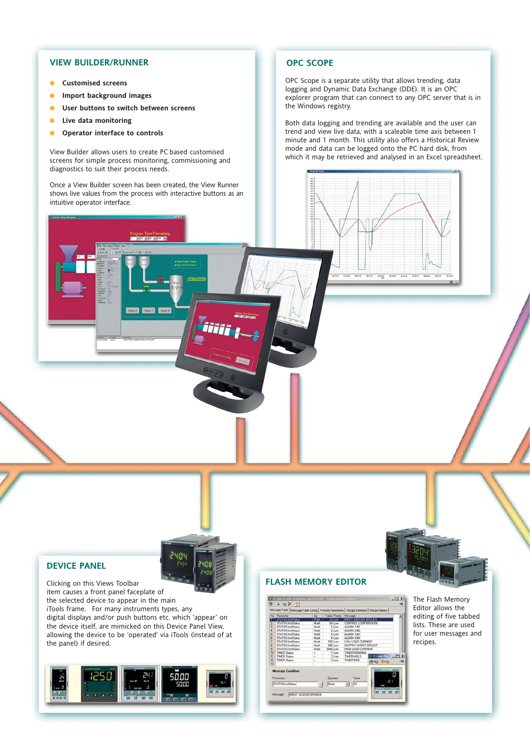## VIEW BUILDER/RUNNER

- **Customised screens**
- **Import background images**
- **User buttons to switch between screens**
- **Live data monitoring**
- **Operator interface to controls**

View Builder allows users to create PC based customised screens for simple process monitoring, commissioning and diagnostics to suit their process needs.

Once a View Builder screen has been created, the View Runner shows live values from the process with interactive buttons as an intuitive operator interface.

## OPC SCOPE

OPC Scope is a separate utility that allows trending, data logging and Dynamic Data Exchange (DDE). It is an OPC explorer program that can connect to any OPC server that is in the Windows registry.

Both data logging and trending are available and the user can trend and view live data, with a scaleable time axis between 1 minute and 1 month. This utility also offers a Historical Review mode and data can be logged onto the PC hard disk, from which it may be retrieved and analysed in an Excel spreadsheet.

## DEVICE PANEL

Clicking on this Views Toolbar item causes a front panel faceplate of the selected device to appear in the main iTools frame. For many instruments types, any digital displays and/or push buttons etc. which 'appear' on the device itself, are mimicked on this Device Panel View, allowing the device to be 'operated' via iTools (instead of at the panel) if desired.

## FLASH MEMORY EDITOR

The Flash Memory Editor allows the editing of five tabbed lists. These are used for user messages and recipes.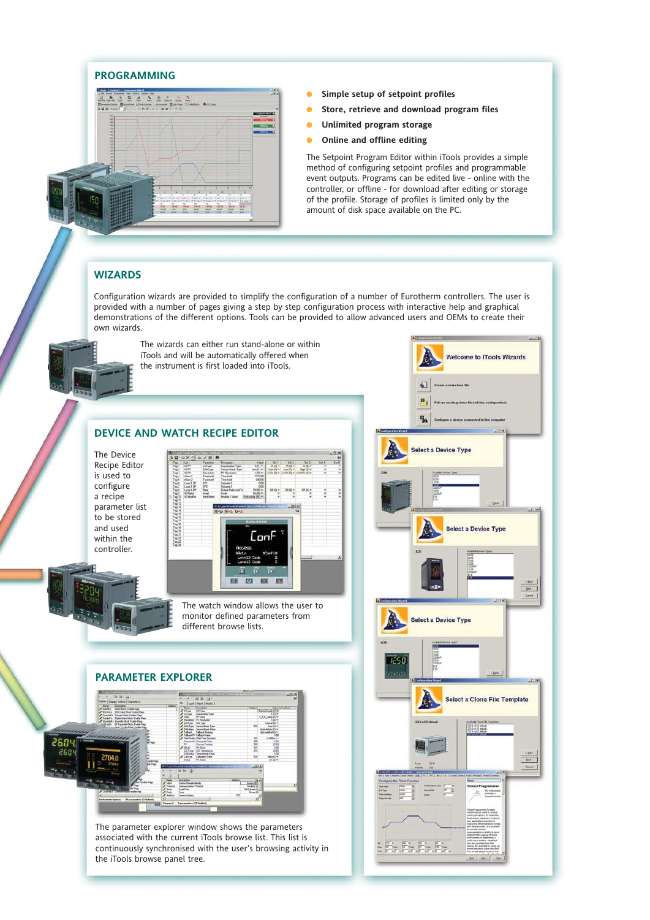## PROGRAMMING

- Simple setup of setpoint profiles
- Store, retrieve and download program files
- Unlimited program storage
- Online and offline editing

The Setpoint Program Editor within iTools provides a simple method of configuring setpoint profiles and programmable event outputs. Programs can be edited live - online with the controller, or offline - for download after editing or storage of the profile. Storage of profiles is limited only by the amount of disk space available on the PC.

## WIZARDS

Configuration wizards are provided to simplify the configuration of a number of Eurotherm controllers. The user is provided with a number of pages giving a step by step configuration process with interactive help and graphical demonstrations of the different options. Tools can be provided to allow advanced users and OEMs to create their own wizards.

The wizards can either run stand-alone or within iTools and will be automatically offered when the instrument is first loaded into iTools.

## DEVICE AND WATCH RECIPE EDITOR

The Device Recipe Editor is used to configure a recipe parameter list to be stored and used within the controller.

The watch window allows the user to monitor defined parameters from different browse lists.

## PARAMETER EXPLORER

The parameter explorer window shows the parameters associated with the current iTools browse list. This list is continuously synchronised with the user's browsing activity in the iTools browse panel tree.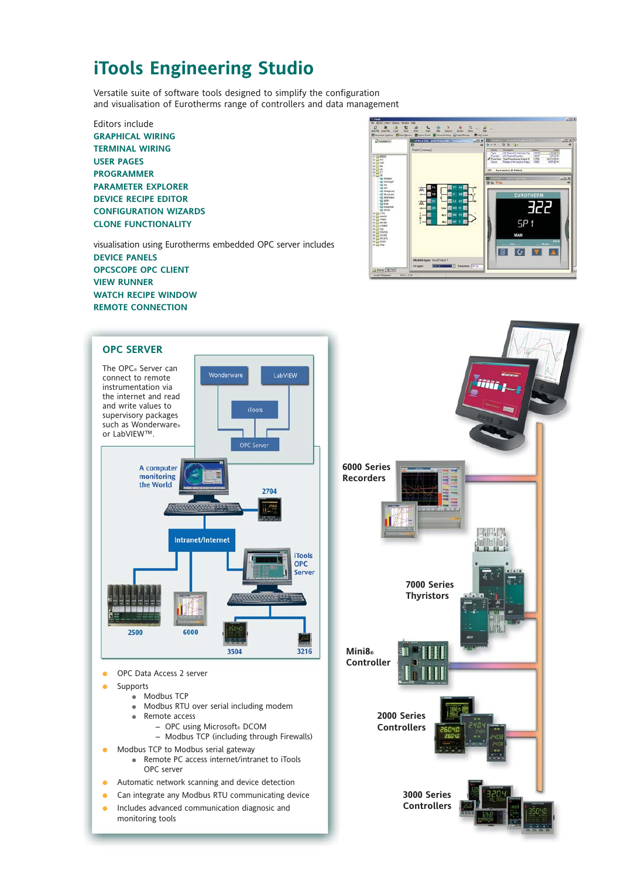# iTools Engineering Studio

Versatile suite of software tools designed to simplify the configuration and visualisation of Eurotherms range of controllers and data management

Editors include

- GRAPHICAL WIRING
- TERMINAL WIRING
- USER PAGES
- PROGRAMMER
- PARAMETER EXPLORER
- DEVICE RECIPE EDITOR
- CONFIGURATION WIZARDS
- CLONE FUNCTIONALITY

visualisation using Eurotherms embedded OPC server includes

- DEVICE PANELS
- OPCSCOPE OPC CLIENT
- VIEW RUNNER
- WATCH RECIPE WINDOW
- REMOTE CONNECTION

## OPC SERVER

The OPC® Server can connect to remote instrumentation via the internet and read and write values to supervisory packages such as Wonderware® or LabVIEW™.

Wonderware | LabVIEW | iTools | OPC Server

A computer monitoring the World | 2704 | Intranet/Internet | iTools OPC Server | 2500 | 6000 | 3504 | 3216

- OPC Data Access 2 server
- Supports
  - Modbus TCP
  - Modbus RTU over serial including modem
  - Remote access
    - OPC using Microsoft® DCOM
    - Modbus TCP (including through Firewalls)
- Modbus TCP to Modbus serial gateway
  - Remote PC access internet/intranet to iTools OPC server
- Automatic network scanning and device detection
- Can integrate any Modbus RTU communicating device
- Includes advanced communication diagnosic and monitoring tools

6000 Series Recorders

7000 Series Thyristors

Mini8® Controller

2000 Series Controllers

3000 Series Controllers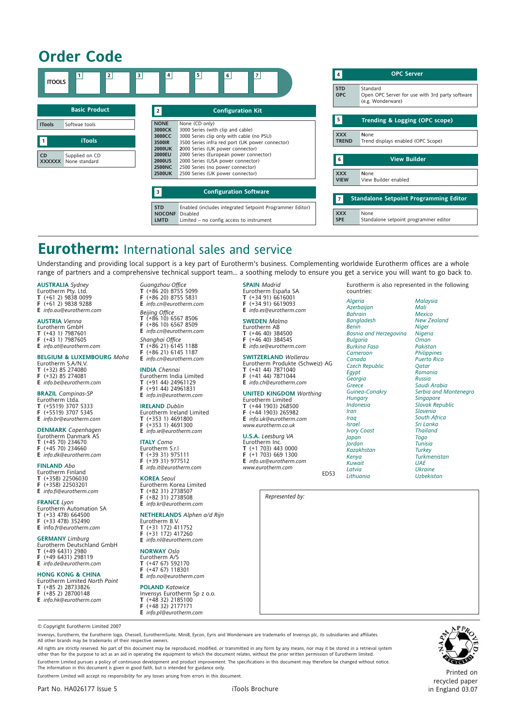# Order Code

| ITOOLS | 1 | 2 | 3 | 4 | 5 | 6 | 7 |
|---|---|---|---|---|---|---|---|
| | | | | | | | |

### Basic Product

| | |
|---|---|
| ITools | Softwae tools |

### 1 iTools

| | |
|---|---|
| CD | Supplied on CD |
| XXXXXX | None standard |

### 2 Configuration Kit

| | |
|---|---|
| NONE | None (CD only) |
| 3000CK | 3000 Series (with clip and cable) |
| 3000CC | 3000 Series clip only with cable (no PSU) |
| 3500IR | 3500 Series infra red port (UK power connector) |
| 2000UK | 2000 Series (UK power connector) |
| 2000EU | 2000 Series (European power connector) |
| 2000US | 2000 Series (USA power connector) |
| 2500NC | 2500 Series (no power connector) |
| 2500UK | 2500 Series (UK power connector) |

### 3 Configuration Software

| | |
|---|---|
| STD | Enabled (includes integrated Setpoint Programmer Editor) |
| NOCONF | Disabled |
| LMTD | Limited – no config access to instrument |

### 4 OPC Server

| | |
|---|---|
| STD | Standard |
| OPC | Open OPC Server for use with 3rd party software (e.g. Wonderware) |

### 5 Trending & Logging (OPC scope)

| | |
|---|---|
| XXX | None |
| TREND | Trend displays enabled (OPC Scope) |

### 6 View Builder

| | |
|---|---|
| XXX | None |
| VIEW | View Builder enabled |

### 7 Standalone Setpoint Programming Editor

| | |
|---|---|
| XXX | None |
| SPE | Standalone setpoint programmer editor |

# Eurotherm: International sales and service

Understanding and providing local support is a key part of Eurotherm's business. Complementing worldwide Eurotherm offices are a whole range of partners and a comprehensive technical support team... a soothing melody to ensure you get a service you will want to go back to.

**AUSTRALIA** *Sydney*
Eurotherm Pty. Ltd.
**T** (+61 2) 9838 0099
**F** (+61 2) 9838 9288
**E** *info.au@eurotherm.com*

**AUSTRIA** *Vienna*
Eurotherm GmbH
**T** (+43 1) 7987601
**F** (+43 1) 7987605
**E** *info.at@eurotherm.com*

**BELGIUM & LUXEMBOURG** *Moha*
Eurotherm S.A/N.V.
**T** (+32) 85 274080
**F** (+32) 85 274081
**E** *info.be@eurotherm.com*

**BRAZIL** *Campinas-SP*
Eurotherm Ltda.
**T** (+5519) 3707 5333
**F** (+5519) 3707 5345
**E** *info.br@eurotherm.com*

**DENMARK** *Copenhagen*
Eurotherm Danmark AS
**T** (+45 70) 234670
**F** (+45 70) 234660
**E** *info.dk@eurotherm.com*

**FINLAND** *Abo*
Eurotherm Finland
**T** (+358) 22506030
**F** (+358) 22503201
**E** *info.fi@eurotherm.com*

**FRANCE** *Lyon*
Eurotherm Automation SA
**T** (+33 478) 664500
**F** (+33 478) 352490
**E** info.fr@eurotherm.com

**GERMANY** *Limburg*
Eurotherm Deutschland GmbH
**T** (+49 6431) 2980
**F** (+49 6431) 298119
**E** *info.de@eurotherm.com*

**HONG KONG & CHINA**
Eurotherm Limited *North Point*
**T** (+85 2) 28733826
**F** (+85 2) 28700148
**E** *info.hk@eurotherm.com*

*Guangzhou Office*
**T** (+86 20) 8755 5099
**F** (+86 20) 8755 5831
**E** *info.cn@eurotherm.com*

*Beijing Office*
**T** (+86 10) 6567 8506
**F** (+86 10) 6567 8509
**E** *info.cn@eurotherm.com*

*Shanghai Office*
**T** (+86 21) 6145 1188
**F** (+86 21) 6145 1187
**E** *info.cn@eurotherm.com*

**INDIA** *Chennai*
Eurotherm India Limited
**T** (+91 44) 24961129
**F** (+91 44) 24961831
**E** *info.in@eurotherm.com*

**IRELAND** *Dublin*
Eurotherm Ireland Limited
**T** (+353 1) 4691800
**F** (+353 1) 4691300
**E** *info.ie@eurotherm.com*

**ITALY** *Como*
Eurotherm S.r.l
**T** (+39 31) 975111
**F** (+39 31) 977512
**E** *info.it@eurotherm.com*

**KOREA** *Seoul*
Eurotherm Korea Limited
**T** (+82 31) 2738507
**F** (+82 31) 2738508
**E** *info.kr@eurotherm.com*

**NETHERLANDS** *Alphen a/d Rijn*
Eurotherm B.V.
**T** (+31 172) 411752
**F** (+31 172) 417260
**E** *info.nl@eurotherm.com*

**NORWAY** *Oslo*
Eurotherm A/S
**T** (+47 67) 592170
**F** (+47 67) 118301
**E** *info.no@eurotherm.com*

**POLAND** *Katowice*
Invensys Eurotherm Sp z o.o.
**T** (+48 32) 2185100
**F** (+48 32) 2177171
**E** *info.pl@eurotherm.com*

**SPAIN** *Madrid*
Eurotherm España SA
**T** (+34 91) 6616001
**F** (+34 91) 6619093
**E** *info.es@eurotherm.com*

**SWEDEN** *Malmo*
Eurotherm AB
**T** (+46 40) 384500
**F** (+46 40) 384545
**E** *info.se@eurotherm.com*

**SWITZERLAND** *Wollerau*
Eurotherm Produkte (Schweiz) AG
**T** (+41 44) 7871040
**F** (+41 44) 7871044
**E** *info.ch@eurotherm.com*

**UNITED KINGDOM** *Worthing*
Eurotherm Limited
**T** (+44 1903) 268500
**F** (+44 1903) 265982
**E** *info.uk@eurotherm.com*
*www.eurotherm.co.uk*

**U.S.A.** *Leesburg VA*
Eurotherm Inc.
**T** (+1 703) 443 0000
**F** (+1 703) 669 1300
**E** *info.us@eurotherm.com*
*www.eurotherm.com*

ED53

Eurotherm is also represented in the following countries:

*Algeria, Azerbaijan, Bahrain, Bangladesh, Benin, Bosnia and Herzegovina, Bulgaria, Burkina Faso, Cameroon, Canada, Czech Republic, Egypt, Georgia, Greece, Guinea-Conakry, Hungary, Indonesia, Iran, Iraq, Israel, Ivory Coast, Japan, Jordan, Kazakhstan, Kenya, Kuwait, Latvia, Lithuania, Malaysia, Mali, Mexico, New Zealand, Niger, Nigeria, Oman, Pakistan, Philippines, Puerto Rico, Qatar, Romania, Russia, Saudi Arabia, Serbia and Montenegro, Singapore, Slovak Republic, Slovenia, South Africa, Sri Lanka, Thailand, Togo, Tunisia, Turkey, Turkmenistan, UAE, Ukraine, Uzbekistan*

*Represented by:*

© Copyright Eurotherm Limited 2007

Invensys, Eurotherm, the Eurotherm logo, Chessell, EurothermSuite, Mini8, Eycon, Eyris and Wonderware are trademarks of Invensys plc, its subsidiaries and affiliates. All other brands may be trademarks of their respective owners.

All rights are strictly reserved. No part of this document may be reproduced, modified, or transmitted in any form by any means, nor may it be stored in a retrieval system other than for the purpose to act as an aid in operating the equipment to which the document relates, without the prior written permission of Eurotherm Limited.

Eurotherm Limited pursues a policy of continuous development and product improvement. The specifications in this document may therefore be changed without notice. The information in this document is given in good faith, but is intended for guidance only.

Eurotherm Limited will accept no responsibility for any losses arising from errors in this document.

Part No. HA026177 Issue 5

iTools Brochure

Printed on recycled paper in England 03.07